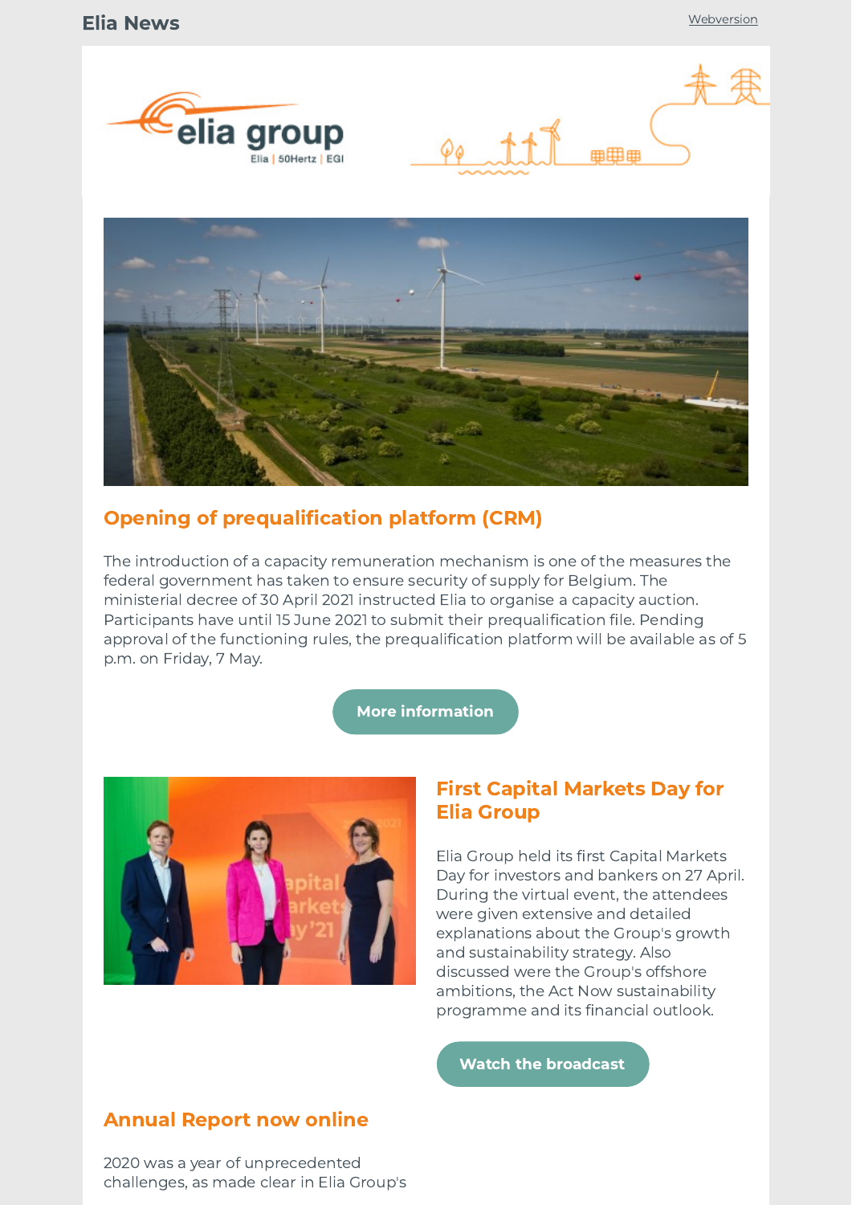Elia News

Webversion

## Opening of prequalification platform (CRM)

The introduction of a capacity remuneration mechanism is one of the measures the federal government has taken to ensure security of supply for Belgium. The ministerial decree of 30 April 2021 instructed Elia to organise a capacity auction. Participants have until 15 June 2021 to submit their prequalification file. Pending approval of the functioning rules, the prequalification platform will be available as of 5 p.m. on Friday, 7 May.

More information

## First Capital Markets Day for Elia Group

Elia Group held its first Capital Markets Day for investors and bankers on 27 April. During the virtual event, the attendees were given extensive and detailed explanations about the Group's growth and sustainability strategy. Also discussed were the Group's offshore ambitions, the Act Now sustainability programme and its financial outlook.

Watch the broadcast

## Annual Report now online

2020 was a year of unprecedented challenges, as made clear in Elia Group's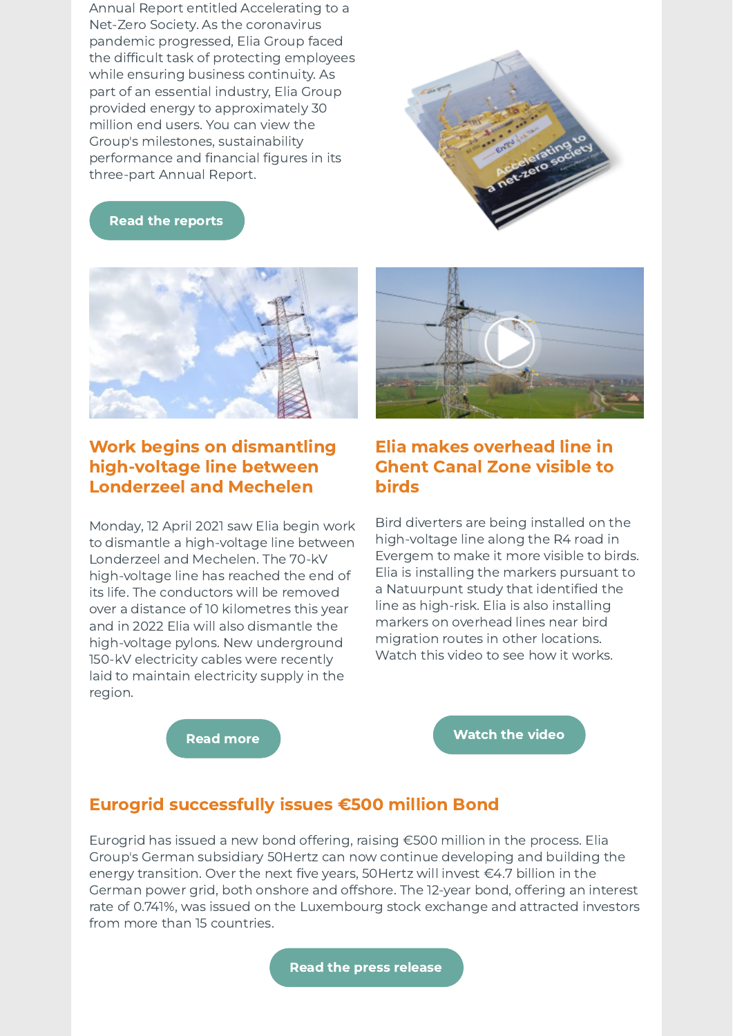Annual Report entitled Accelerating to a Net-Zero Society. As the coronavirus pandemic progressed, Elia Group faced the difficult task of protecting employees while ensuring business continuity. As part of an essential industry, Elia Group provided energy to approximately 30 million end users. You can view the Group's milestones, sustainability performance and financial figures in its three-part Annual Report.

Read the reports

## Work begins on dismantling high-voltage line between Londerzeel and Mechelen

Monday, 12 April 2021 saw Elia begin work to dismantle a high-voltage line between Londerzeel and Mechelen. The 70-kV high-voltage line has reached the end of its life. The conductors will be removed over a distance of 10 kilometres this year and in 2022 Elia will also dismantle the high-voltage pylons. New underground 150-kV electricity cables were recently laid to maintain electricity supply in the region.

Read more

## Elia makes overhead line in Ghent Canal Zone visible to birds

Bird diverters are being installed on the high-voltage line along the R4 road in Evergem to make it more visible to birds. Elia is installing the markers pursuant to a Natuurpunt study that identified the line as high-risk. Elia is also installing markers on overhead lines near bird migration routes in other locations. Watch this video to see how it works.

Watch the video

## Eurogrid successfully issues €500 million Bond

Eurogrid has issued a new bond offering, raising €500 million in the process. Elia Group's German subsidiary 50Hertz can now continue developing and building the energy transition. Over the next five years, 50Hertz will invest €4.7 billion in the German power grid, both onshore and offshore. The 12-year bond, offering an interest rate of 0.741%, was issued on the Luxembourg stock exchange and attracted investors from more than 15 countries.

Read the press release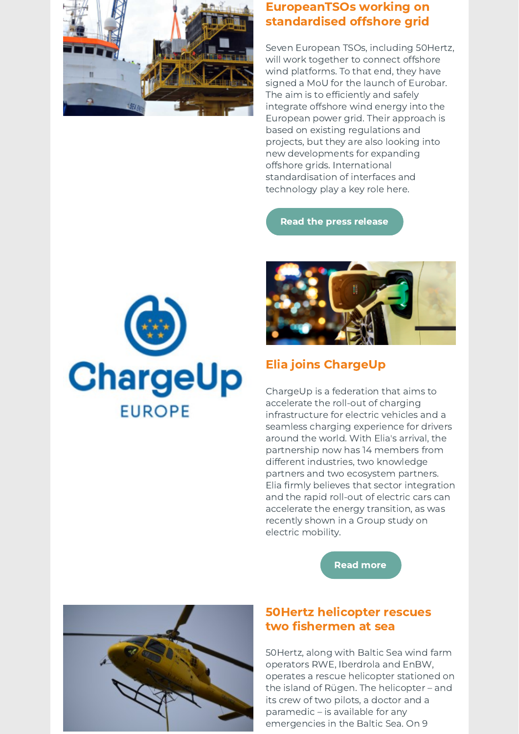## EuropeanTSOs working on standardised offshore grid

Seven European TSOs, including 50Hertz, will work together to connect offshore wind platforms. To that end, they have signed a MoU for the launch of Eurobar. The aim is to efficiently and safely integrate offshore wind energy into the European power grid. Their approach is based on existing regulations and projects, but they are also looking into new developments for expanding offshore grids. International standardisation of interfaces and technology play a key role here.

Read the press release

## Elia joins ChargeUp

ChargeUp is a federation that aims to accelerate the roll-out of charging infrastructure for electric vehicles and a seamless charging experience for drivers around the world. With Elia's arrival, the partnership now has 14 members from different industries, two knowledge partners and two ecosystem partners. Elia firmly believes that sector integration and the rapid roll-out of electric cars can accelerate the energy transition, as was recently shown in a Group study on electric mobility.

Read more

## 50Hertz helicopter rescues two fishermen at sea

50Hertz, along with Baltic Sea wind farm operators RWE, Iberdrola and EnBW, operates a rescue helicopter stationed on the island of Rügen. The helicopter – and its crew of two pilots, a doctor and a paramedic – is available for any emergencies in the Baltic Sea. On 9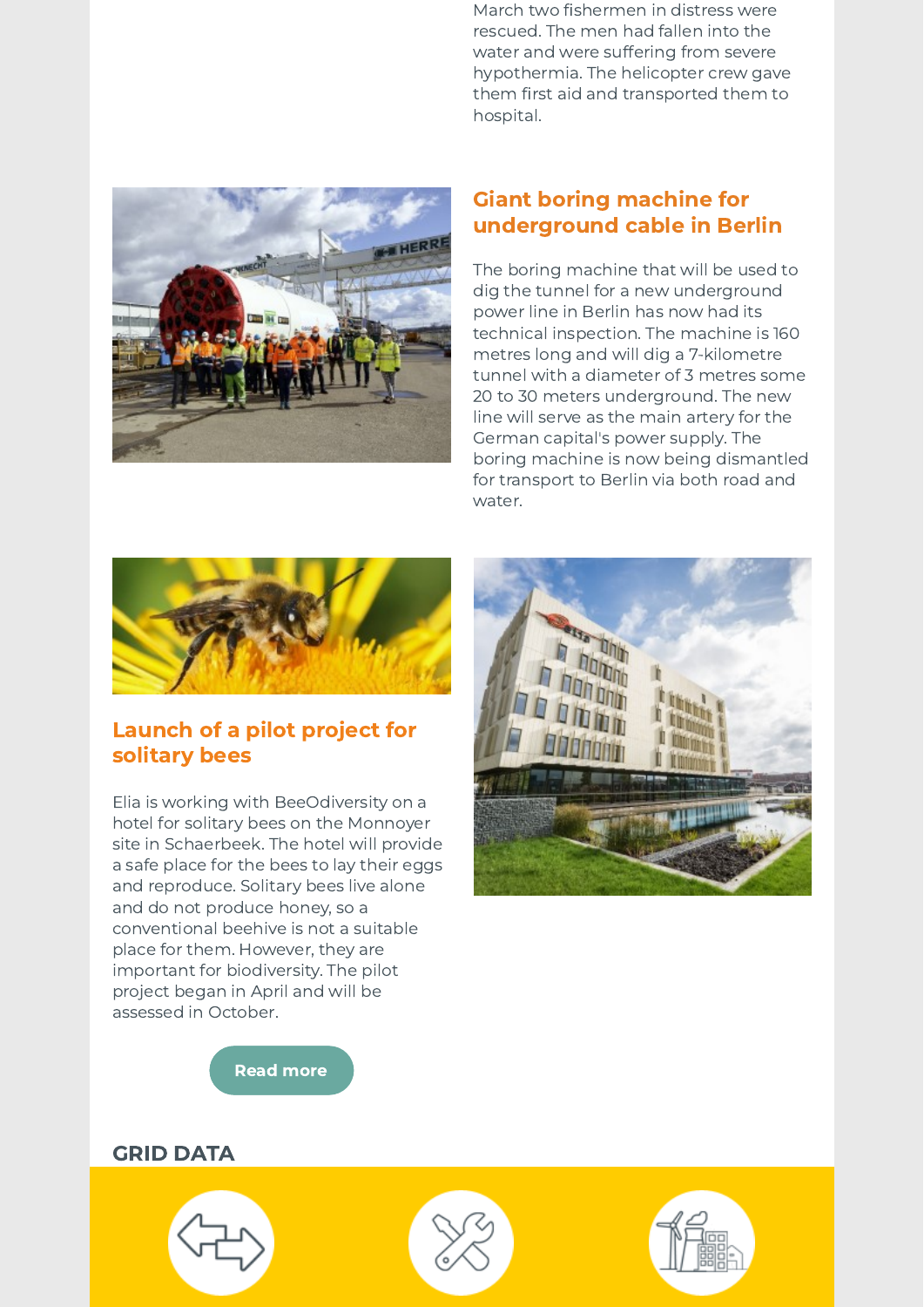March two fishermen in distress were rescued. The men had fallen into the water and were suffering from severe hypothermia. The helicopter crew gave them first aid and transported them to hospital.

## Giant boring machine for underground cable in Berlin

The boring machine that will be used to dig the tunnel for a new underground power line in Berlin has now had its technical inspection. The machine is 160 metres long and will dig a 7-kilometre tunnel with a diameter of 3 metres some 20 to 30 meters underground. The new line will serve as the main artery for the German capital's power supply. The boring machine is now being dismantled for transport to Berlin via both road and water.

## Launch of a pilot project for solitary bees

Elia is working with BeeOdiversity on a hotel for solitary bees on the Monnoyer site in Schaerbeek. The hotel will provide a safe place for the bees to lay their eggs and reproduce. Solitary bees live alone and do not produce honey, so a conventional beehive is not a suitable place for them. However, they are important for biodiversity. The pilot project began in April and will be assessed in October.

Read more

## GRID DATA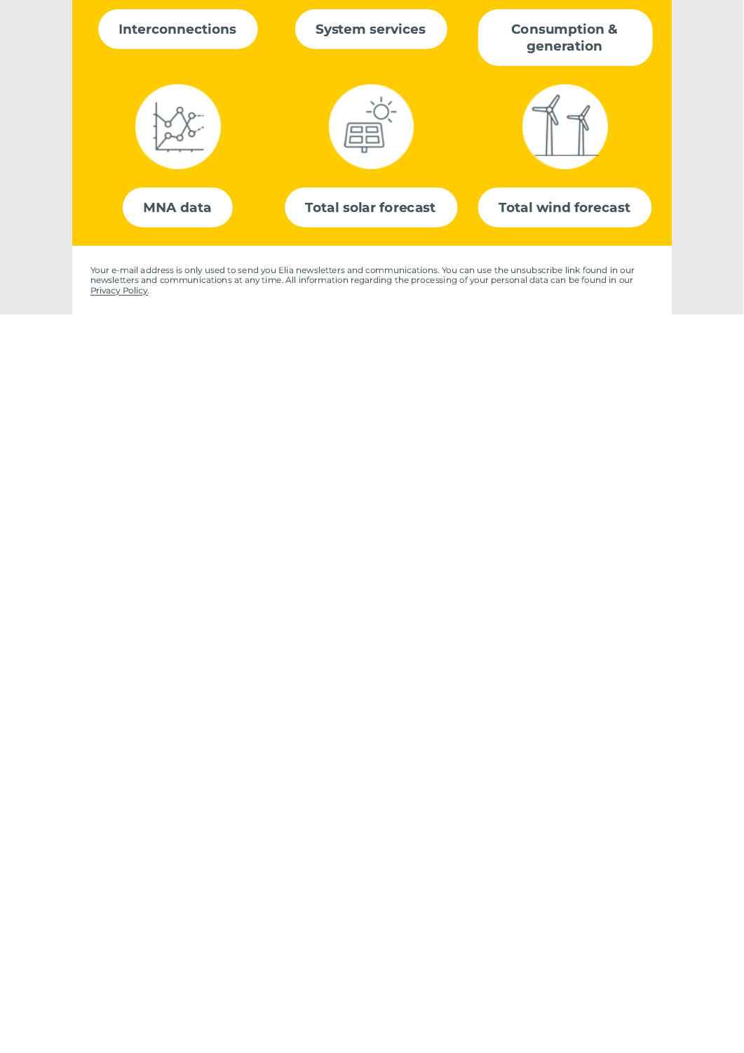Interconnections

System services

Consumption & generation

MNA data

Total solar forecast

Total wind forecast

Your e-mail address is only used to send you Elia newsletters and communications. You can use the unsubscribe link found in our newsletters and communications at any time. All information regarding the processing of your personal data can be found in our Privacy Policy.